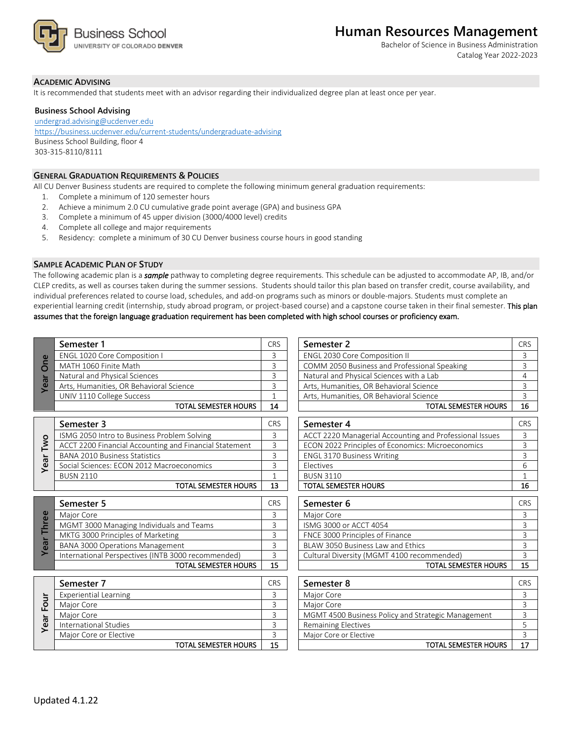Business School
UNIVERSITY OF COLORADO DENVER

# Human Resources Management

Bachelor of Science in Business Administration
Catalog Year 2022-2023

## Academic Advising

It is recommended that students meet with an advisor regarding their individualized degree plan at least once per year.

**Business School Advising**
undergrad.advising@ucdenver.edu
https://business.ucdenver.edu/current-students/undergraduate-advising
Business School Building, floor 4
303-315-8110/8111

## General Graduation Requirements & Policies

All CU Denver Business students are required to complete the following minimum general graduation requirements:

1. Complete a minimum of 120 semester hours
2. Achieve a minimum 2.0 CU cumulative grade point average (GPA) and business GPA
3. Complete a minimum of 45 upper division (3000/4000 level) credits
4. Complete all college and major requirements
5. Residency: complete a minimum of 30 CU Denver business course hours in good standing

## Sample Academic Plan of Study

The following academic plan is a ***sample*** pathway to completing degree requirements. This schedule can be adjusted to accommodate AP, IB, and/or CLEP credits, as well as courses taken during the summer sessions. Students should tailor this plan based on transfer credit, course availability, and individual preferences related to course load, schedules, and add-on programs such as minors or double-majors. Students must complete an experiential learning credit (internship, study abroad program, or project-based course) and a capstone course taken in their final semester. This plan assumes that the foreign language graduation requirement has been completed with high school courses or proficiency exam.

### Year One

| Semester 1 | CRS |
|---|---|
| ENGL 1020 Core Composition I | 3 |
| MATH 1060 Finite Math | 3 |
| Natural and Physical Sciences | 3 |
| Arts, Humanities, OR Behavioral Science | 3 |
| UNIV 1110 College Success | 1 |
| **TOTAL SEMESTER HOURS** | **14** |

| Semester 2 | CRS |
|---|---|
| ENGL 2030 Core Composition II | 3 |
| COMM 2050 Business and Professional Speaking | 3 |
| Natural and Physical Sciences with a Lab | 4 |
| Arts, Humanities, OR Behavioral Science | 3 |
| Arts, Humanities, OR Behavioral Science | 3 |
| **TOTAL SEMESTER HOURS** | **16** |

### Year Two

| Semester 3 | CRS |
|---|---|
| ISMG 2050 Intro to Business Problem Solving | 3 |
| ACCT 2200 Financial Accounting and Financial Statement | 3 |
| BANA 2010 Business Statistics | 3 |
| Social Sciences: ECON 2012 Macroeconomics | 3 |
| BUSN 2110 | 1 |
| **TOTAL SEMESTER HOURS** | **13** |

| Semester 4 | CRS |
|---|---|
| ACCT 2220 Managerial Accounting and Professional Issues | 3 |
| ECON 2022 Principles of Economics: Microeconomics | 3 |
| ENGL 3170 Business Writing | 3 |
| Electives | 6 |
| BUSN 3110 | 1 |
| **TOTAL SEMESTER HOURS** | **16** |

### Year Three

| Semester 5 | CRS |
|---|---|
| Major Core | 3 |
| MGMT 3000 Managing Individuals and Teams | 3 |
| MKTG 3000 Principles of Marketing | 3 |
| BANA 3000 Operations Management | 3 |
| International Perspectives (INTB 3000 recommended) | 3 |
| **TOTAL SEMESTER HOURS** | **15** |

| Semester 6 | CRS |
|---|---|
| Major Core | 3 |
| ISMG 3000 or ACCT 4054 | 3 |
| FNCE 3000 Principles of Finance | 3 |
| BLAW 3050 Business Law and Ethics | 3 |
| Cultural Diversity (MGMT 4100 recommended) | 3 |
| **TOTAL SEMESTER HOURS** | **15** |

### Year Four

| Semester 7 | CRS |
|---|---|
| Experiential Learning | 3 |
| Major Core | 3 |
| Major Core | 3 |
| International Studies | 3 |
| Major Core or Elective | 3 |
| **TOTAL SEMESTER HOURS** | **15** |

| Semester 8 | CRS |
|---|---|
| Major Core | 3 |
| Major Core | 3 |
| MGMT 4500 Business Policy and Strategic Management | 3 |
| Remaining Electives | 5 |
| Major Core or Elective | 3 |
| **TOTAL SEMESTER HOURS** | **17** |

Updated 4.1.22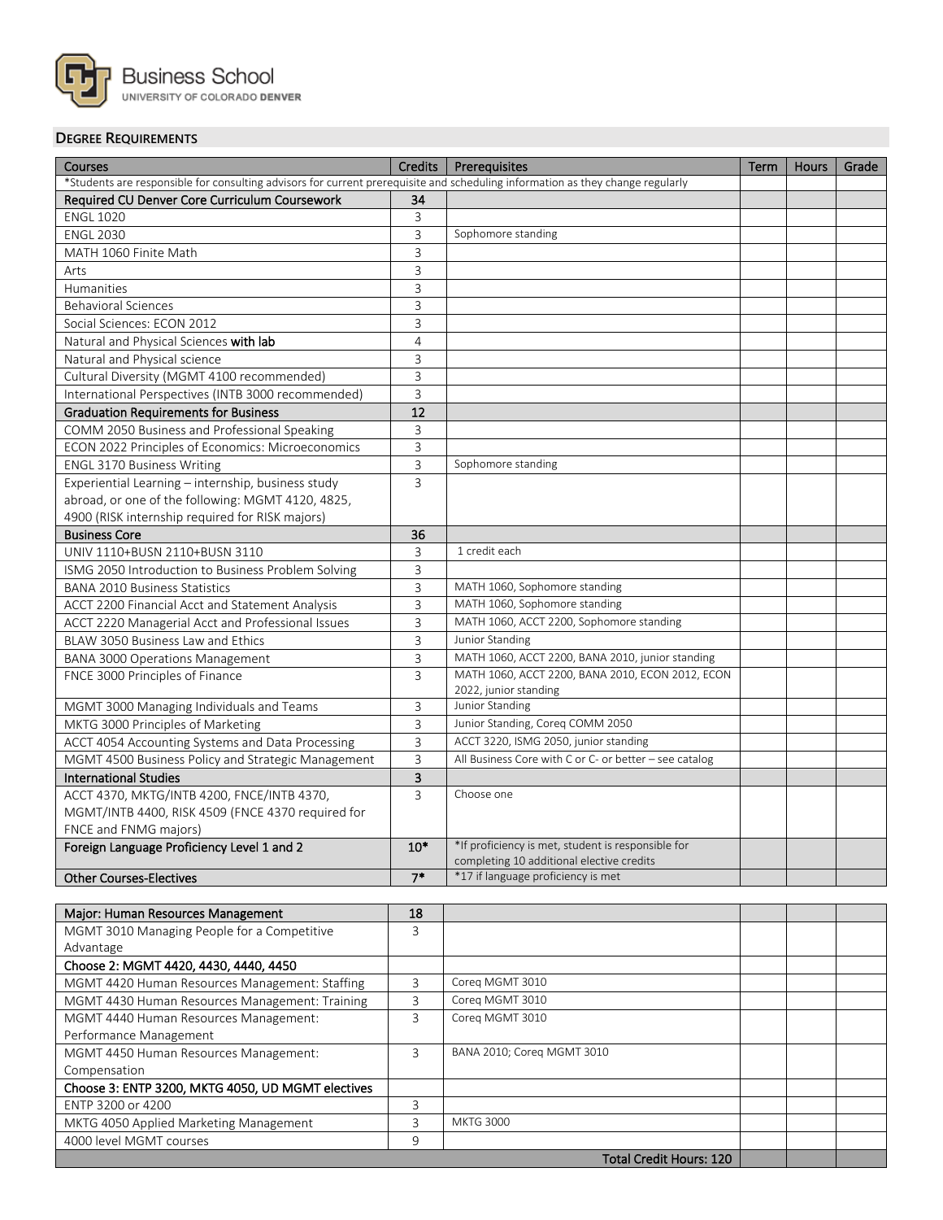Business School
UNIVERSITY OF COLORADO DENVER

## DEGREE REQUIREMENTS

| Courses | Credits | Prerequisites | Term | Hours | Grade |
|---|---|---|---|---|---|
| *Students are responsible for consulting advisors for current prerequisite and scheduling information as they change regularly | | | | | |
| **Required CU Denver Core Curriculum Coursework** | **34** | | | | |
| ENGL 1020 | 3 | | | | |
| ENGL 2030 | 3 | Sophomore standing | | | |
| MATH 1060 Finite Math | 3 | | | | |
| Arts | 3 | | | | |
| Humanities | 3 | | | | |
| Behavioral Sciences | 3 | | | | |
| Social Sciences: ECON 2012 | 3 | | | | |
| Natural and Physical Sciences **with lab** | 4 | | | | |
| Natural and Physical science | 3 | | | | |
| Cultural Diversity (MGMT 4100 recommended) | 3 | | | | |
| International Perspectives (INTB 3000 recommended) | 3 | | | | |
| **Graduation Requirements for Business** | **12** | | | | |
| COMM 2050 Business and Professional Speaking | 3 | | | | |
| ECON 2022 Principles of Economics: Microeconomics | 3 | | | | |
| ENGL 3170 Business Writing | 3 | Sophomore standing | | | |
| Experiential Learning – internship, business study abroad, or one of the following: MGMT 4120, 4825, 4900 (RISK internship required for RISK majors) | 3 | | | | |
| **Business Core** | **36** | | | | |
| UNIV 1110+BUSN 2110+BUSN 3110 | 3 | 1 credit each | | | |
| ISMG 2050 Introduction to Business Problem Solving | 3 | | | | |
| BANA 2010 Business Statistics | 3 | MATH 1060, Sophomore standing | | | |
| ACCT 2200 Financial Acct and Statement Analysis | 3 | MATH 1060, Sophomore standing | | | |
| ACCT 2220 Managerial Acct and Professional Issues | 3 | MATH 1060, ACCT 2200, Sophomore standing | | | |
| BLAW 3050 Business Law and Ethics | 3 | Junior Standing | | | |
| BANA 3000 Operations Management | 3 | MATH 1060, ACCT 2200, BANA 2010, junior standing | | | |
| FNCE 3000 Principles of Finance | 3 | MATH 1060, ACCT 2200, BANA 2010, ECON 2012, ECON 2022, junior standing | | | |
| MGMT 3000 Managing Individuals and Teams | 3 | Junior Standing | | | |
| MKTG 3000 Principles of Marketing | 3 | Junior Standing, Coreq COMM 2050 | | | |
| ACCT 4054 Accounting Systems and Data Processing | 3 | ACCT 3220, ISMG 2050, junior standing | | | |
| MGMT 4500 Business Policy and Strategic Management | 3 | All Business Core with C or C- or better – see catalog | | | |
| **International Studies** | **3** | | | | |
| ACCT 4370, MKTG/INTB 4200, FNCE/INTB 4370, MGMT/INTB 4400, RISK 4509 (FNCE 4370 required for FNCE and FNMG majors) | 3 | Choose one | | | |
| **Foreign Language Proficiency Level 1 and 2** | **10*** | *If proficiency is met, student is responsible for completing 10 additional elective credits | | | |
| **Other Courses-Electives** | **7*** | *17 if language proficiency is met | | | |

| | | | | | |
|---|---|---|---|---|---|
| **Major: Human Resources Management** | **18** | | | | |
| MGMT 3010 Managing People for a Competitive Advantage | 3 | | | | |
| **Choose 2: MGMT 4420, 4430, 4440, 4450** | | | | | |
| MGMT 4420 Human Resources Management: Staffing | 3 | Coreq MGMT 3010 | | | |
| MGMT 4430 Human Resources Management: Training | 3 | Coreq MGMT 3010 | | | |
| MGMT 4440 Human Resources Management: Performance Management | 3 | Coreq MGMT 3010 | | | |
| MGMT 4450 Human Resources Management: Compensation | 3 | BANA 2010; Coreq MGMT 3010 | | | |
| **Choose 3: ENTP 3200, MKTG 4050, UD MGMT electives** | | | | | |
| ENTP 3200 or 4200 | 3 | | | | |
| MKTG 4050 Applied Marketing Management | 3 | MKTG 3000 | | | |
| 4000 level MGMT courses | 9 | | | | |
| | | **Total Credit Hours: 120** | | | |